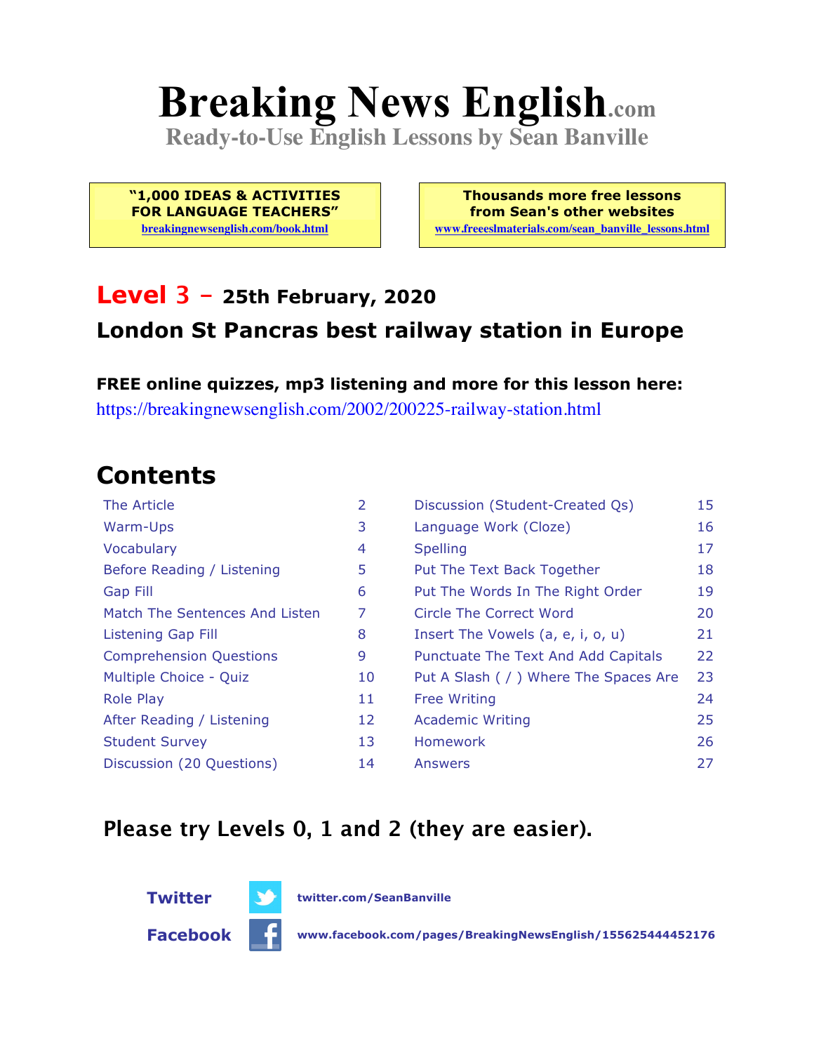# Breaking News English.com

**Ready-to-Use English Lessons by Sean Banville**

**"1,000 IDEAS & ACTIVITIES FOR LANGUAGE TEACHERS"**
breakingnewsenglish.com/book.html

**Thousands more free lessons from Sean's other websites**
www.freeeslmaterials.com/sean_banville_lessons.html

## Level 3 – 25th February, 2020

## London St Pancras best railway station in Europe

**FREE online quizzes, mp3 listening and more for this lesson here:**
https://breakingnewsenglish.com/2002/200225-railway-station.html

## Contents

| | | | |
|---|---|---|---|
| The Article | 2 | Discussion (Student-Created Qs) | 15 |
| Warm-Ups | 3 | Language Work (Cloze) | 16 |
| Vocabulary | 4 | Spelling | 17 |
| Before Reading / Listening | 5 | Put The Text Back Together | 18 |
| Gap Fill | 6 | Put The Words In The Right Order | 19 |
| Match The Sentences And Listen | 7 | Circle The Correct Word | 20 |
| Listening Gap Fill | 8 | Insert The Vowels (a, e, i, o, u) | 21 |
| Comprehension Questions | 9 | Punctuate The Text And Add Capitals | 22 |
| Multiple Choice - Quiz | 10 | Put A Slash ( / ) Where The Spaces Are | 23 |
| Role Play | 11 | Free Writing | 24 |
| After Reading / Listening | 12 | Academic Writing | 25 |
| Student Survey | 13 | Homework | 26 |
| Discussion (20 Questions) | 14 | Answers | 27 |

### Please try Levels 0, 1 and 2 (they are easier).

**Twitter** twitter.com/SeanBanville

**Facebook** www.facebook.com/pages/BreakingNewsEnglish/155625444452176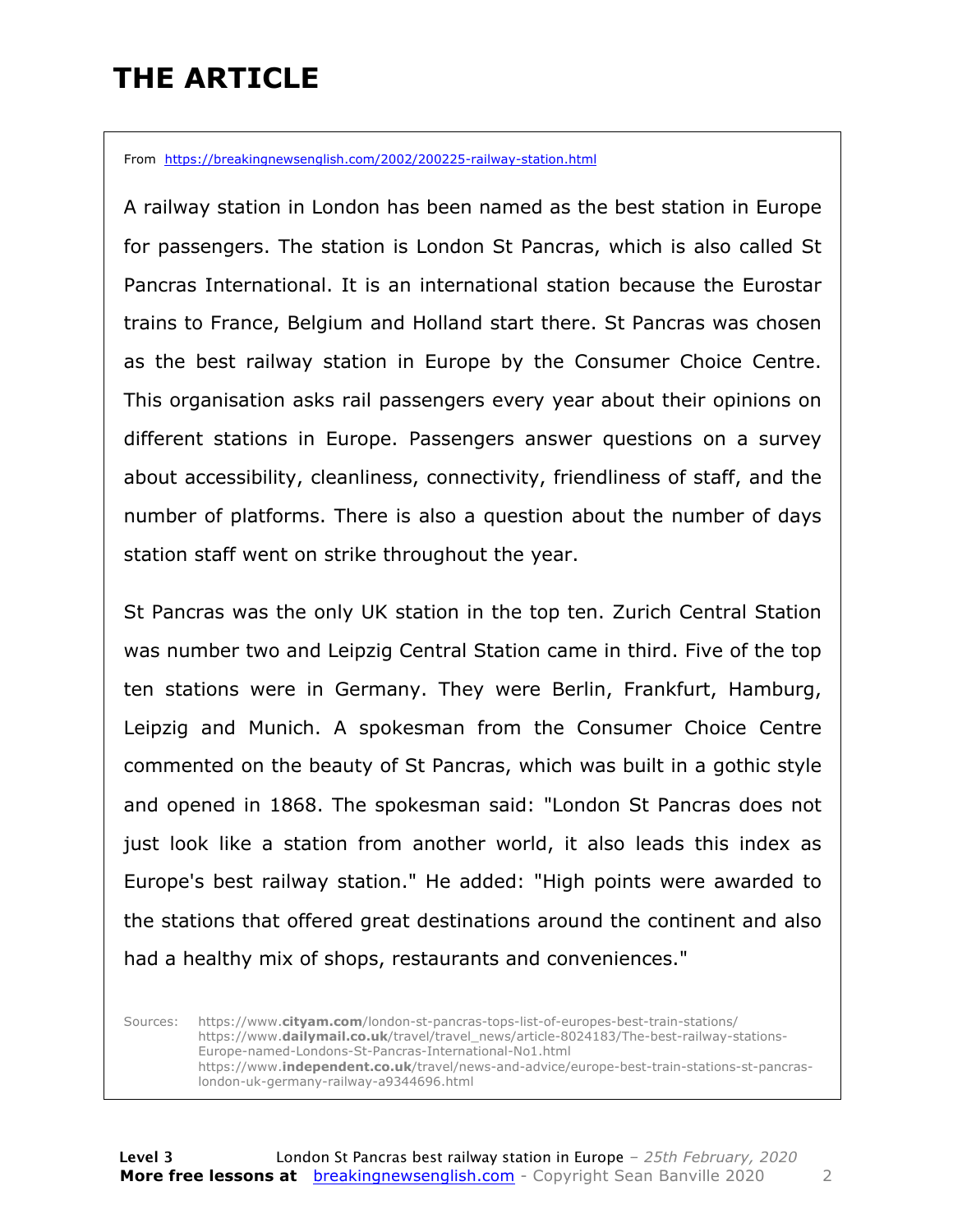# THE ARTICLE

From https://breakingnewsenglish.com/2002/200225-railway-station.html

A railway station in London has been named as the best station in Europe for passengers. The station is London St Pancras, which is also called St Pancras International. It is an international station because the Eurostar trains to France, Belgium and Holland start there. St Pancras was chosen as the best railway station in Europe by the Consumer Choice Centre. This organisation asks rail passengers every year about their opinions on different stations in Europe. Passengers answer questions on a survey about accessibility, cleanliness, connectivity, friendliness of staff, and the number of platforms. There is also a question about the number of days station staff went on strike throughout the year.

St Pancras was the only UK station in the top ten. Zurich Central Station was number two and Leipzig Central Station came in third. Five of the top ten stations were in Germany. They were Berlin, Frankfurt, Hamburg, Leipzig and Munich. A spokesman from the Consumer Choice Centre commented on the beauty of St Pancras, which was built in a gothic style and opened in 1868. The spokesman said: "London St Pancras does not just look like a station from another world, it also leads this index as Europe's best railway station." He added: "High points were awarded to the stations that offered great destinations around the continent and also had a healthy mix of shops, restaurants and conveniences."

Sources: https://www.cityam.com/london-st-pancras-tops-list-of-europes-best-train-stations/
https://www.dailymail.co.uk/travel/travel_news/article-8024183/The-best-railway-stations-Europe-named-Londons-St-Pancras-International-No1.html
https://www.independent.co.uk/travel/news-and-advice/europe-best-train-stations-st-pancras-london-uk-germany-railway-a9344696.html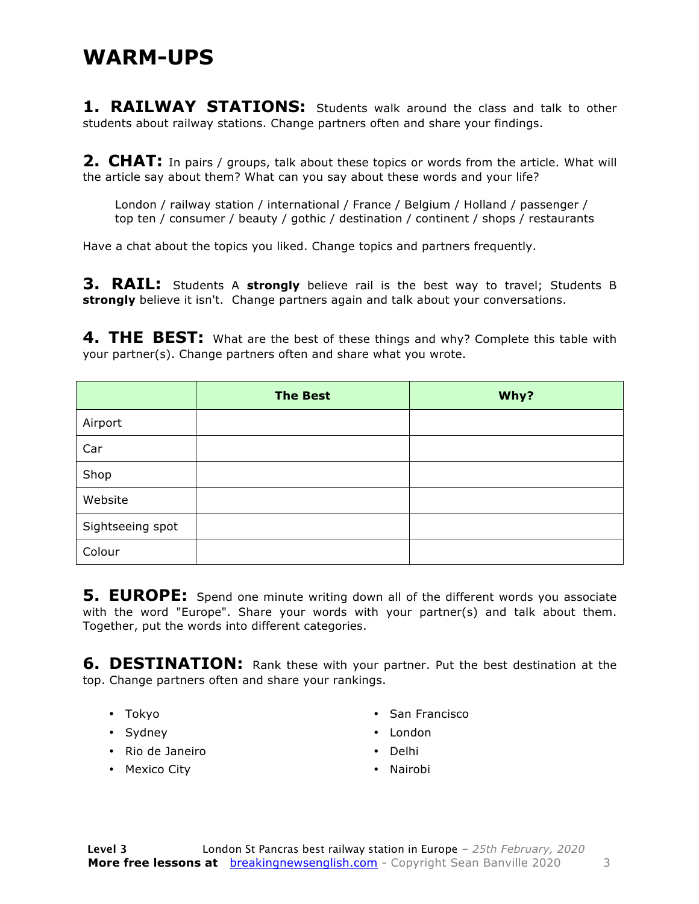# WARM-UPS

**1. RAILWAY STATIONS:** Students walk around the class and talk to other students about railway stations. Change partners often and share your findings.

**2. CHAT:** In pairs / groups, talk about these topics or words from the article. What will the article say about them? What can you say about these words and your life?

London / railway station / international / France / Belgium / Holland / passenger / top ten / consumer / beauty / gothic / destination / continent / shops / restaurants

Have a chat about the topics you liked. Change topics and partners frequently.

**3. RAIL:** Students A **strongly** believe rail is the best way to travel; Students B **strongly** believe it isn't. Change partners again and talk about your conversations.

**4. THE BEST:** What are the best of these things and why? Complete this table with your partner(s). Change partners often and share what you wrote.

| | The Best | Why? |
|---|---|---|
| Airport | | |
| Car | | |
| Shop | | |
| Website | | |
| Sightseeing spot | | |
| Colour | | |

**5. EUROPE:** Spend one minute writing down all of the different words you associate with the word "Europe". Share your words with your partner(s) and talk about them. Together, put the words into different categories.

**6. DESTINATION:** Rank these with your partner. Put the best destination at the top. Change partners often and share your rankings.

- Tokyo
- Sydney
- Rio de Janeiro
- Mexico City
- San Francisco
- London
- Delhi
- Nairobi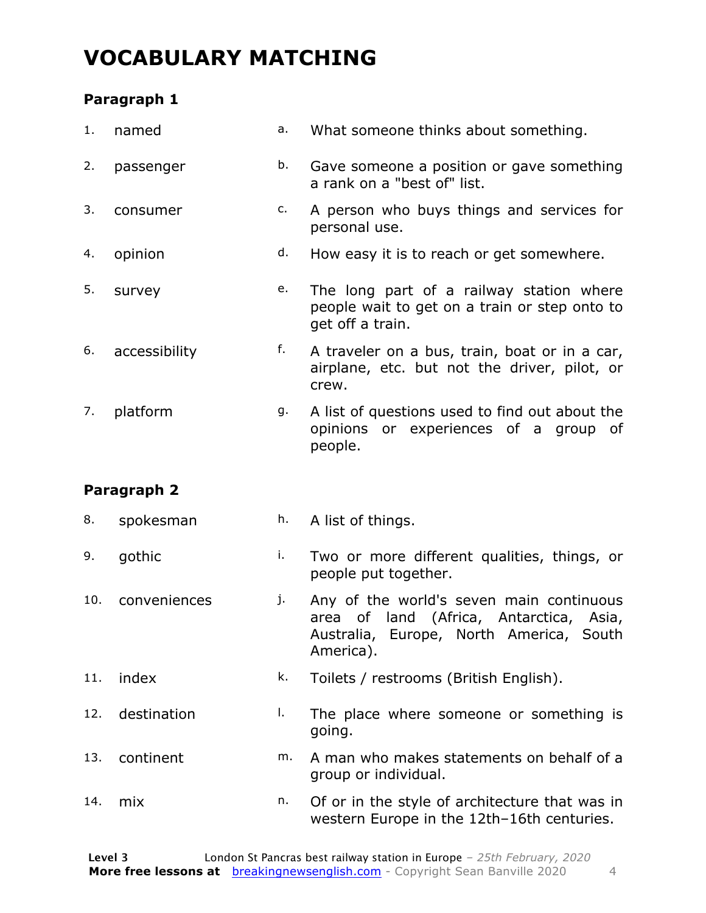# VOCABULARY MATCHING

### Paragraph 1

| | | | |
|---|---|---|---|
| 1. | named | a. | What someone thinks about something. |
| 2. | passenger | b. | Gave someone a position or gave something a rank on a "best of" list. |
| 3. | consumer | c. | A person who buys things and services for personal use. |
| 4. | opinion | d. | How easy it is to reach or get somewhere. |
| 5. | survey | e. | The long part of a railway station where people wait to get on a train or step onto to get off a train. |
| 6. | accessibility | f. | A traveler on a bus, train, boat or in a car, airplane, etc. but not the driver, pilot, or crew. |
| 7. | platform | g. | A list of questions used to find out about the opinions or experiences of a group of people. |

### Paragraph 2

| | | | |
|---|---|---|---|
| 8. | spokesman | h. | A list of things. |
| 9. | gothic | i. | Two or more different qualities, things, or people put together. |
| 10. | conveniences | j. | Any of the world's seven main continuous area of land (Africa, Antarctica, Asia, Australia, Europe, North America, South America). |
| 11. | index | k. | Toilets / restrooms (British English). |
| 12. | destination | l. | The place where someone or something is going. |
| 13. | continent | m. | A man who makes statements on behalf of a group or individual. |
| 14. | mix | n. | Of or in the style of architecture that was in western Europe in the 12th–16th centuries. |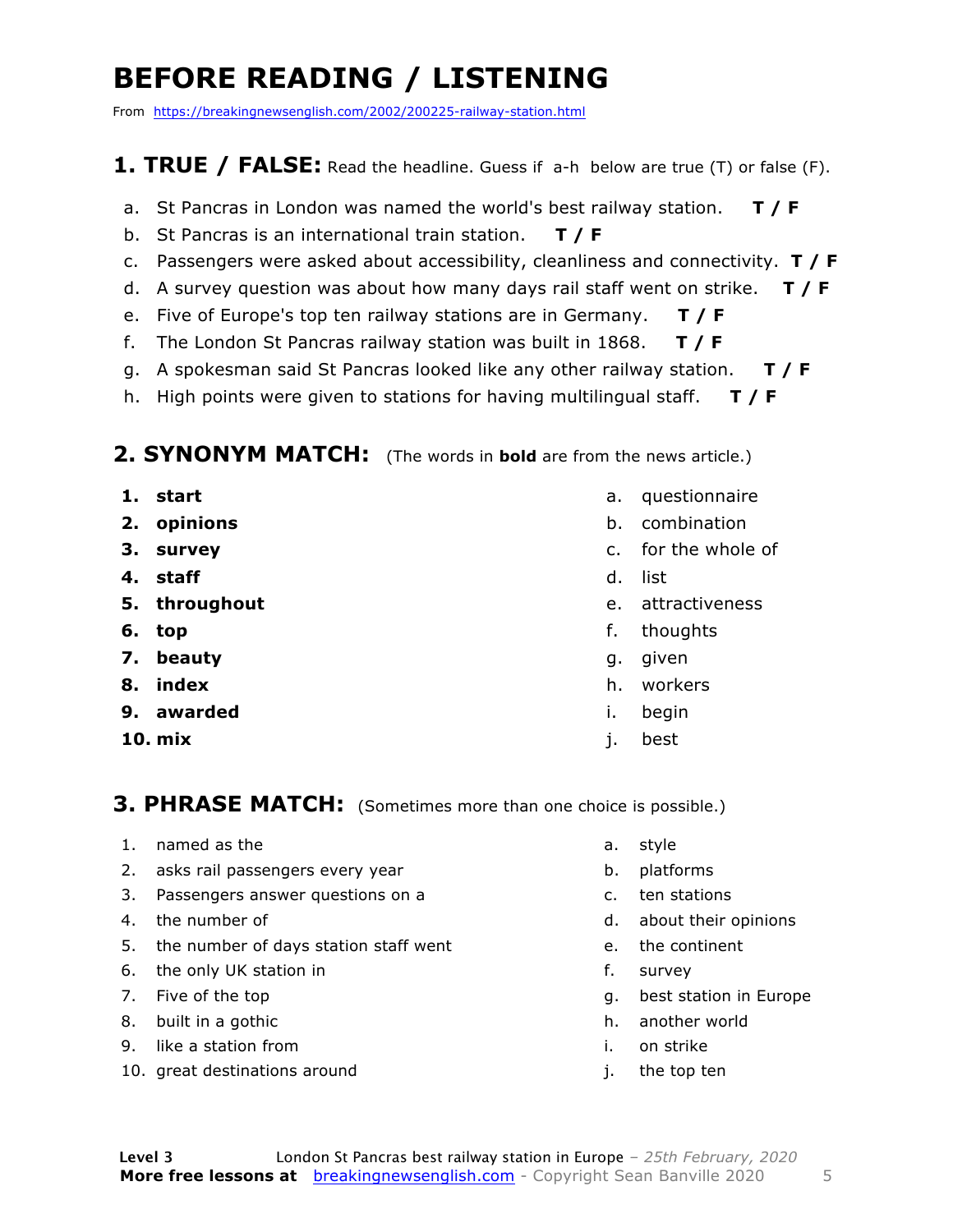# BEFORE READING / LISTENING

From https://breakingnewsenglish.com/2002/200225-railway-station.html

## 1. TRUE / FALSE: Read the headline. Guess if a-h below are true (T) or false (F).

a. St Pancras in London was named the world's best railway station. **T / F**
b. St Pancras is an international train station. **T / F**
c. Passengers were asked about accessibility, cleanliness and connectivity. **T / F**
d. A survey question was about how many days rail staff went on strike. **T / F**
e. Five of Europe's top ten railway stations are in Germany. **T / F**
f. The London St Pancras railway station was built in 1868. **T / F**
g. A spokesman said St Pancras looked like any other railway station. **T / F**
h. High points were given to stations for having multilingual staff. **T / F**

## 2. SYNONYM MATCH: (The words in **bold** are from the news article.)

1. **start**
2. **opinions**
3. **survey**
4. **staff**
5. **throughout**
6. **top**
7. **beauty**
8. **index**
9. **awarded**
10. **mix**

a. questionnaire
b. combination
c. for the whole of
d. list
e. attractiveness
f. thoughts
g. given
h. workers
i. begin
j. best

## 3. PHRASE MATCH: (Sometimes more than one choice is possible.)

1. named as the
2. asks rail passengers every year
3. Passengers answer questions on a
4. the number of
5. the number of days station staff went
6. the only UK station in
7. Five of the top
8. built in a gothic
9. like a station from
10. great destinations around

a. style
b. platforms
c. ten stations
d. about their opinions
e. the continent
f. survey
g. best station in Europe
h. another world
i. on strike
j. the top ten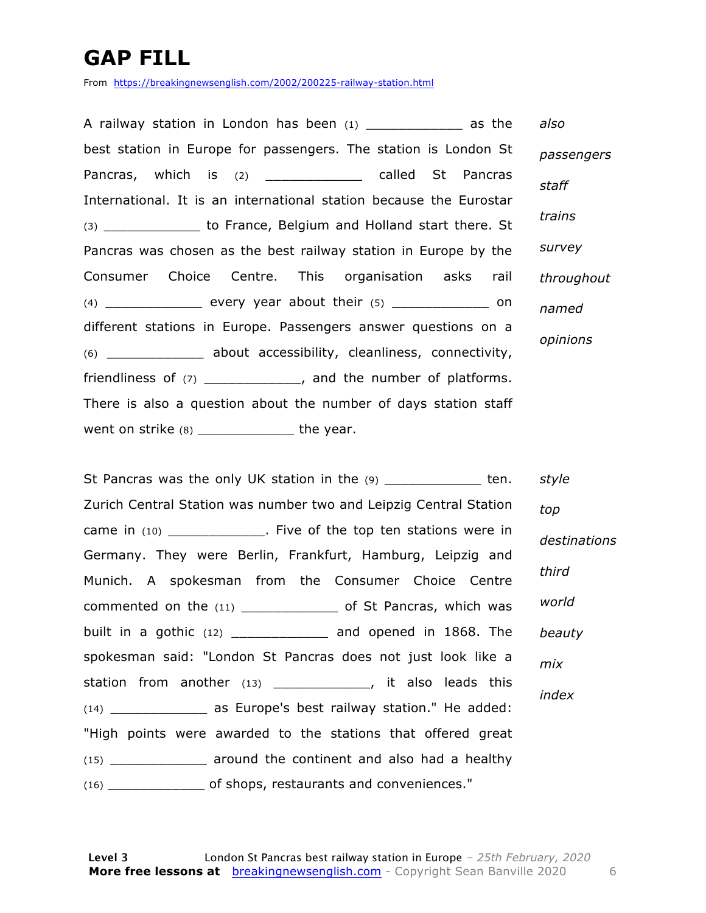# GAP FILL

From https://breakingnewsenglish.com/2002/200225-railway-station.html

A railway station in London has been (1) ____________ as the best station in Europe for passengers. The station is London St Pancras, which is (2) ____________ called St Pancras International. It is an international station because the Eurostar (3) ____________ to France, Belgium and Holland start there. St Pancras was chosen as the best railway station in Europe by the Consumer Choice Centre. This organisation asks rail (4) ____________ every year about their (5) ____________ on different stations in Europe. Passengers answer questions on a (6) ____________ about accessibility, cleanliness, connectivity, friendliness of (7) ____________, and the number of platforms. There is also a question about the number of days station staff went on strike (8) ____________ the year.

*also*

*passengers*

*staff*

*trains*

*survey*

*throughout*

*named*

*opinions*

St Pancras was the only UK station in the (9) ____________ ten. Zurich Central Station was number two and Leipzig Central Station came in (10) ____________. Five of the top ten stations were in Germany. They were Berlin, Frankfurt, Hamburg, Leipzig and Munich. A spokesman from the Consumer Choice Centre commented on the (11) ____________ of St Pancras, which was built in a gothic (12) ____________ and opened in 1868. The spokesman said: "London St Pancras does not just look like a station from another (13) ____________, it also leads this (14) ____________ as Europe's best railway station." He added: "High points were awarded to the stations that offered great (15) ____________ around the continent and also had a healthy (16) ____________ of shops, restaurants and conveniences."

*style*

*top*

*destinations*

*third*

*world*

*beauty*

*mix*

*index*

**Level 3** London St Pancras best railway station in Europe – *25th February, 2020*
**More free lessons at** breakingnewsenglish.com - Copyright Sean Banville 2020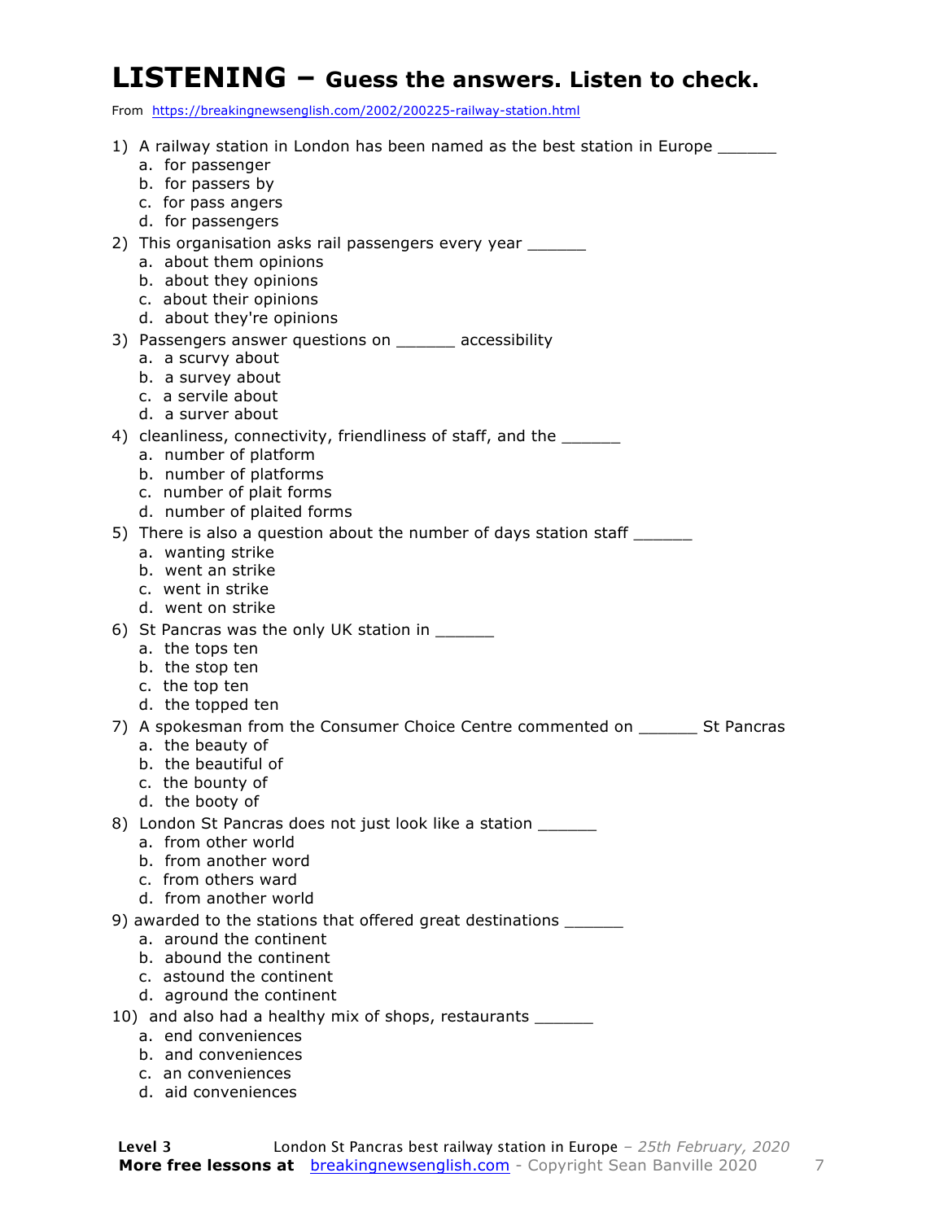# LISTENING – Guess the answers. Listen to check.

From https://breakingnewsenglish.com/2002/200225-railway-station.html

1) A railway station in London has been named as the best station in Europe _______
   a. for passenger
   b. for passers by
   c. for pass angers
   d. for passengers

2) This organisation asks rail passengers every year _______
   a. about them opinions
   b. about they opinions
   c. about their opinions
   d. about they're opinions

3) Passengers answer questions on _______ accessibility
   a. a scurvy about
   b. a survey about
   c. a servile about
   d. a server about

4) cleanliness, connectivity, friendliness of staff, and the _______
   a. number of platform
   b. number of platforms
   c. number of plait forms
   d. number of plaited forms

5) There is also a question about the number of days station staff _______
   a. wanting strike
   b. went an strike
   c. went in strike
   d. went on strike

6) St Pancras was the only UK station in _______
   a. the tops ten
   b. the stop ten
   c. the top ten
   d. the topped ten

7) A spokesman from the Consumer Choice Centre commented on _______ St Pancras
   a. the beauty of
   b. the beautiful of
   c. the bounty of
   d. the booty of

8) London St Pancras does not just look like a station _______
   a. from other world
   b. from another word
   c. from others ward
   d. from another world

9) awarded to the stations that offered great destinations _______
   a. around the continent
   b. abound the continent
   c. astound the continent
   d. aground the continent

10) and also had a healthy mix of shops, restaurants _______
   a. end conveniences
   b. and conveniences
   c. an conveniences
   d. aid conveniences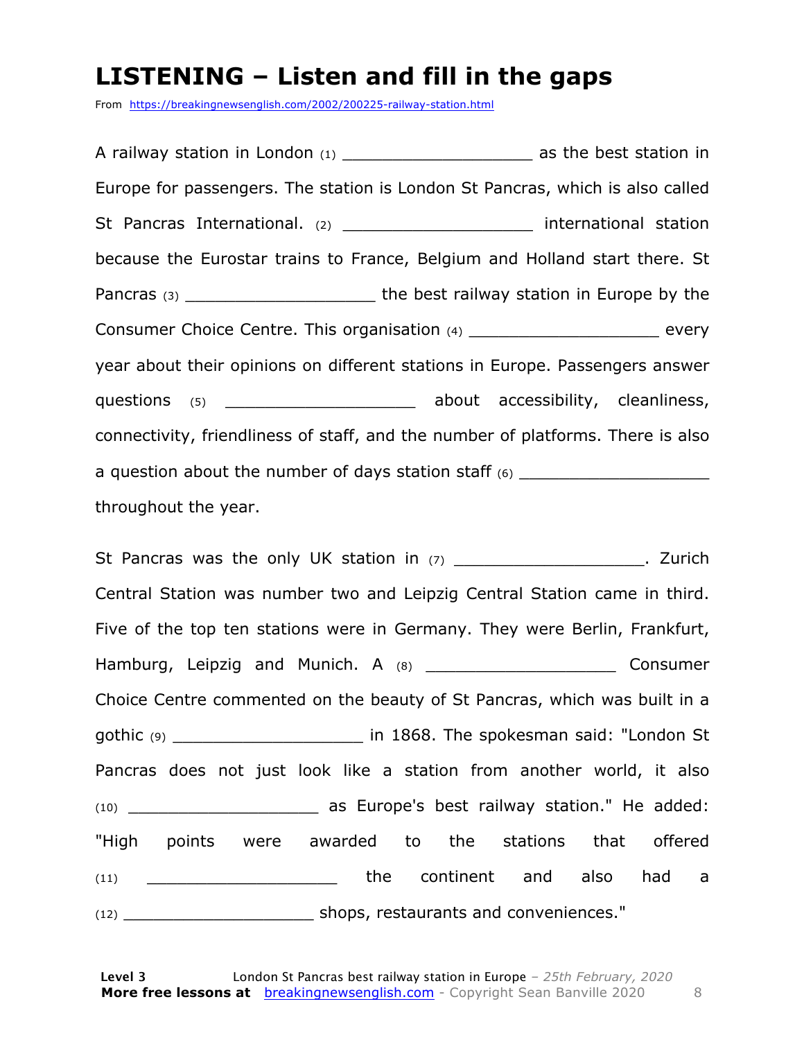# LISTENING – Listen and fill in the gaps

From https://breakingnewsenglish.com/2002/200225-railway-station.html

A railway station in London (1) ___________________ as the best station in Europe for passengers. The station is London St Pancras, which is also called St Pancras International. (2) ___________________ international station because the Eurostar trains to France, Belgium and Holland start there. St Pancras (3) ___________________ the best railway station in Europe by the Consumer Choice Centre. This organisation (4) ___________________ every year about their opinions on different stations in Europe. Passengers answer questions (5) ___________________ about accessibility, cleanliness, connectivity, friendliness of staff, and the number of platforms. There is also a question about the number of days station staff (6) ___________________ throughout the year.

St Pancras was the only UK station in (7) ___________________. Zurich Central Station was number two and Leipzig Central Station came in third. Five of the top ten stations were in Germany. They were Berlin, Frankfurt, Hamburg, Leipzig and Munich. A (8) ___________________ Consumer Choice Centre commented on the beauty of St Pancras, which was built in a gothic (9) ___________________ in 1868. The spokesman said: "London St Pancras does not just look like a station from another world, it also (10) ___________________ as Europe's best railway station." He added: "High points were awarded to the stations that offered (11) ___________________ the continent and also had a (12) ___________________ shops, restaurants and conveniences."

**Level 3** London St Pancras best railway station in Europe – *25th February, 2020*
**More free lessons at** breakingnewsenglish.com - Copyright Sean Banville 2020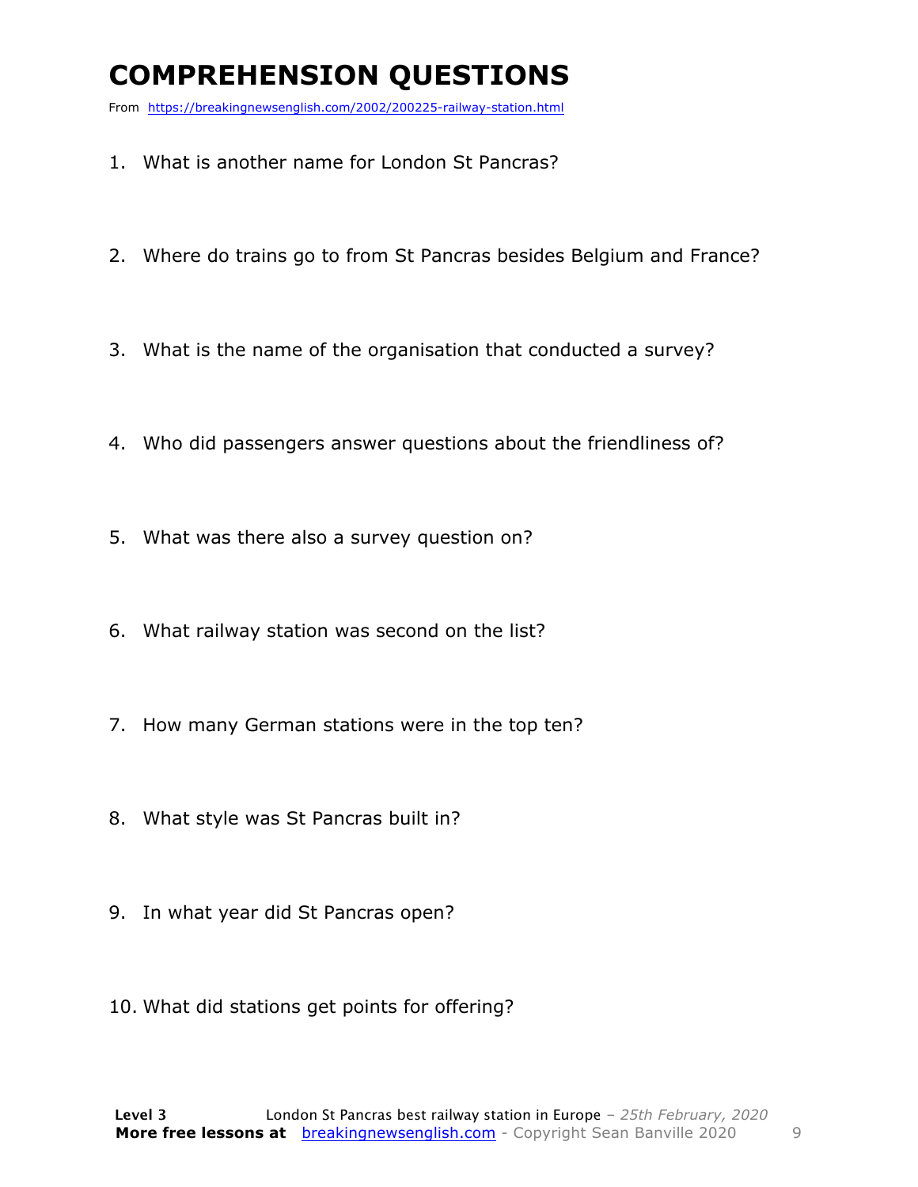# COMPREHENSION QUESTIONS

From https://breakingnewsenglish.com/2002/200225-railway-station.html

1. What is another name for London St Pancras?
2. Where do trains go to from St Pancras besides Belgium and France?
3. What is the name of the organisation that conducted a survey?
4. Who did passengers answer questions about the friendliness of?
5. What was there also a survey question on?
6. What railway station was second on the list?
7. How many German stations were in the top ten?
8. What style was St Pancras built in?
9. In what year did St Pancras open?
10. What did stations get points for offering?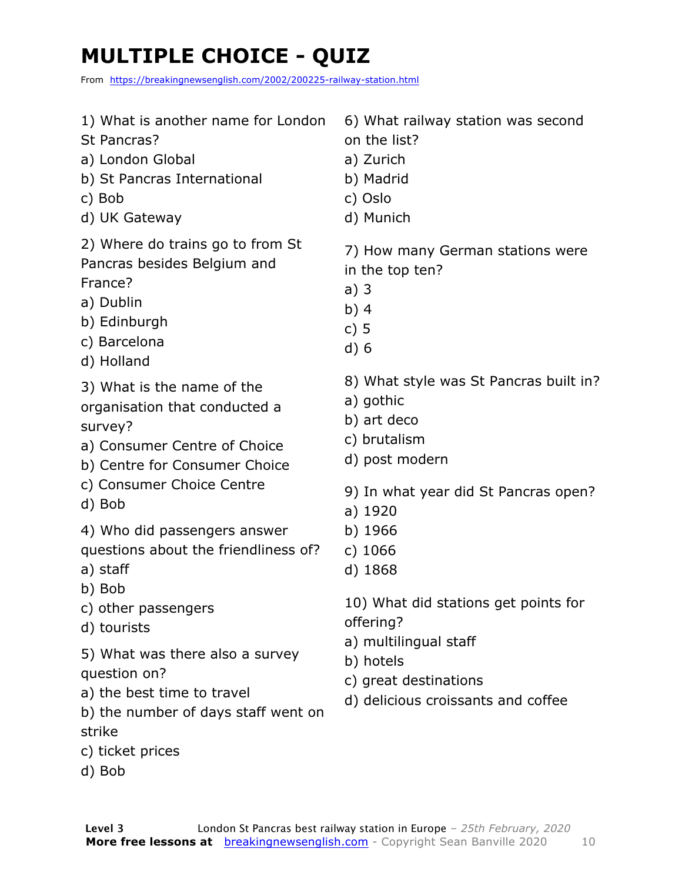# MULTIPLE CHOICE - QUIZ

From https://breakingnewsenglish.com/2002/200225-railway-station.html

1) What is another name for London St Pancras?
a) London Global
b) St Pancras International
c) Bob
d) UK Gateway

2) Where do trains go to from St Pancras besides Belgium and France?
a) Dublin
b) Edinburgh
c) Barcelona
d) Holland

3) What is the name of the organisation that conducted a survey?
a) Consumer Centre of Choice
b) Centre for Consumer Choice
c) Consumer Choice Centre
d) Bob

4) Who did passengers answer questions about the friendliness of?
a) staff
b) Bob
c) other passengers
d) tourists

5) What was there also a survey question on?
a) the best time to travel
b) the number of days staff went on strike
c) ticket prices
d) Bob

6) What railway station was second on the list?
a) Zurich
b) Madrid
c) Oslo
d) Munich

7) How many German stations were in the top ten?
a) 3
b) 4
c) 5
d) 6

8) What style was St Pancras built in?
a) gothic
b) art deco
c) brutalism
d) post modern

9) In what year did St Pancras open?
a) 1920
b) 1966
c) 1066
d) 1868

10) What did stations get points for offering?
a) multilingual staff
b) hotels
c) great destinations
d) delicious croissants and coffee

**Level 3** London St Pancras best railway station in Europe – *25th February, 2020*
**More free lessons at** breakingnewsenglish.com - Copyright Sean Banville 2020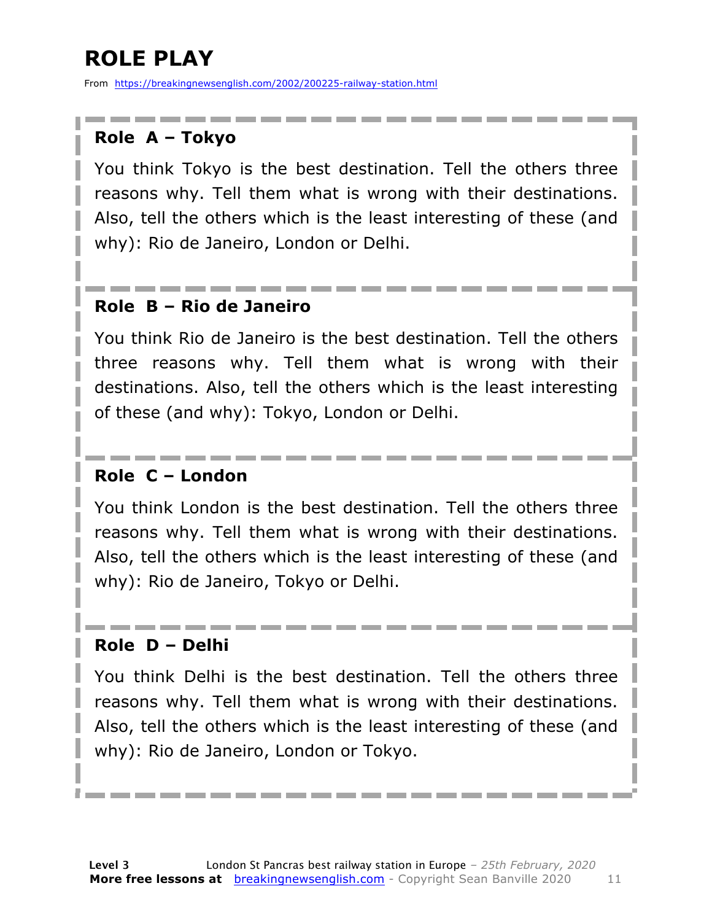# ROLE PLAY

From https://breakingnewsenglish.com/2002/200225-railway-station.html

### Role A – Tokyo

You think Tokyo is the best destination. Tell the others three reasons why. Tell them what is wrong with their destinations. Also, tell the others which is the least interesting of these (and why): Rio de Janeiro, London or Delhi.

### Role B – Rio de Janeiro

You think Rio de Janeiro is the best destination. Tell the others three reasons why. Tell them what is wrong with their destinations. Also, tell the others which is the least interesting of these (and why): Tokyo, London or Delhi.

### Role C – London

You think London is the best destination. Tell the others three reasons why. Tell them what is wrong with their destinations. Also, tell the others which is the least interesting of these (and why): Rio de Janeiro, Tokyo or Delhi.

### Role D – Delhi

You think Delhi is the best destination. Tell the others three reasons why. Tell them what is wrong with their destinations. Also, tell the others which is the least interesting of these (and why): Rio de Janeiro, London or Tokyo.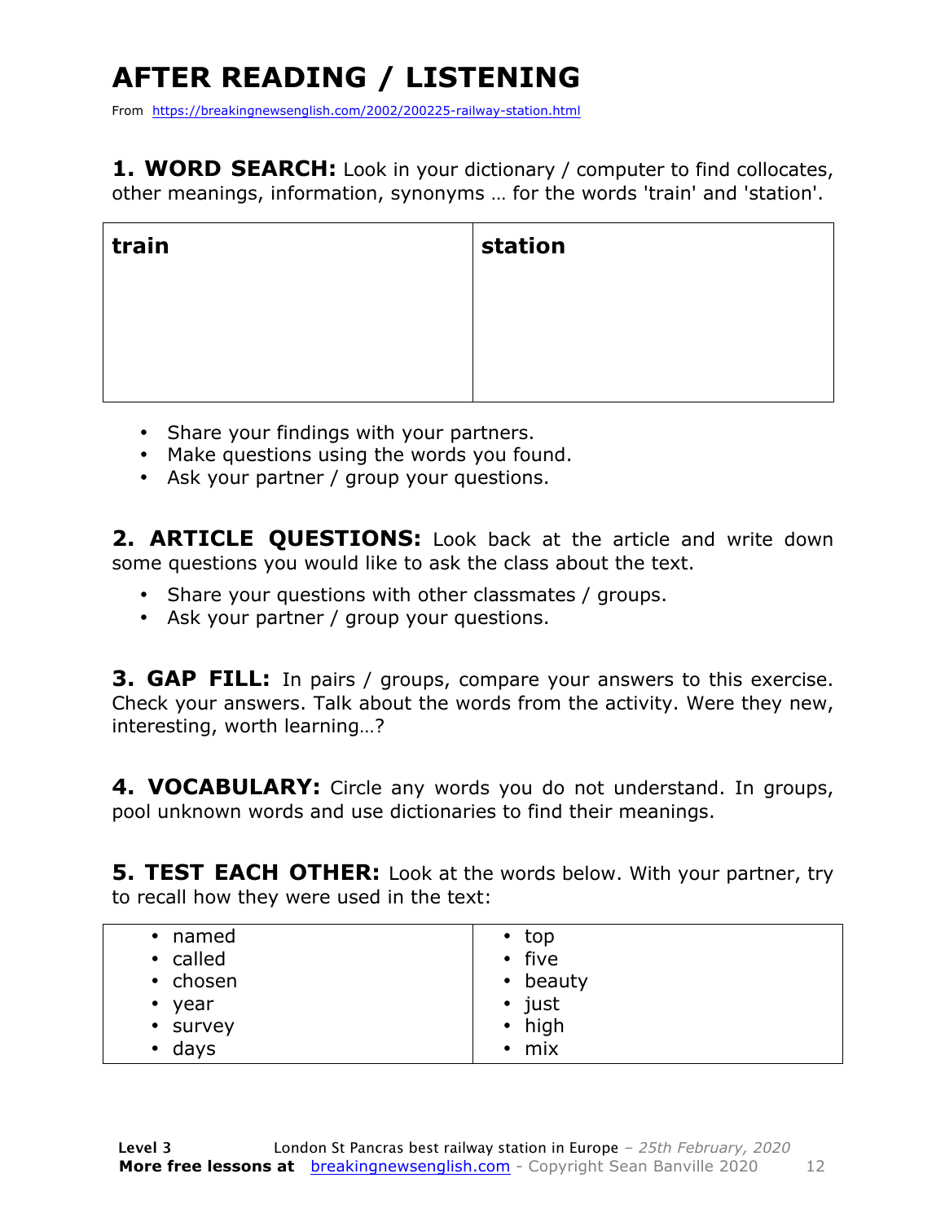# AFTER READING / LISTENING

From https://breakingnewsenglish.com/2002/200225-railway-station.html

**1. WORD SEARCH:** Look in your dictionary / computer to find collocates, other meanings, information, synonyms … for the words 'train' and 'station'.

| **train** | **station** |
|---|---|
| | |

- Share your findings with your partners.
- Make questions using the words you found.
- Ask your partner / group your questions.

**2. ARTICLE QUESTIONS:** Look back at the article and write down some questions you would like to ask the class about the text.

- Share your questions with other classmates / groups.
- Ask your partner / group your questions.

**3. GAP FILL:** In pairs / groups, compare your answers to this exercise. Check your answers. Talk about the words from the activity. Were they new, interesting, worth learning…?

**4. VOCABULARY:** Circle any words you do not understand. In groups, pool unknown words and use dictionaries to find their meanings.

**5. TEST EACH OTHER:** Look at the words below. With your partner, try to recall how they were used in the text:

| | |
|---|---|
| • named<br>• called<br>• chosen<br>• year<br>• survey<br>• days | • top<br>• five<br>• beauty<br>• just<br>• high<br>• mix |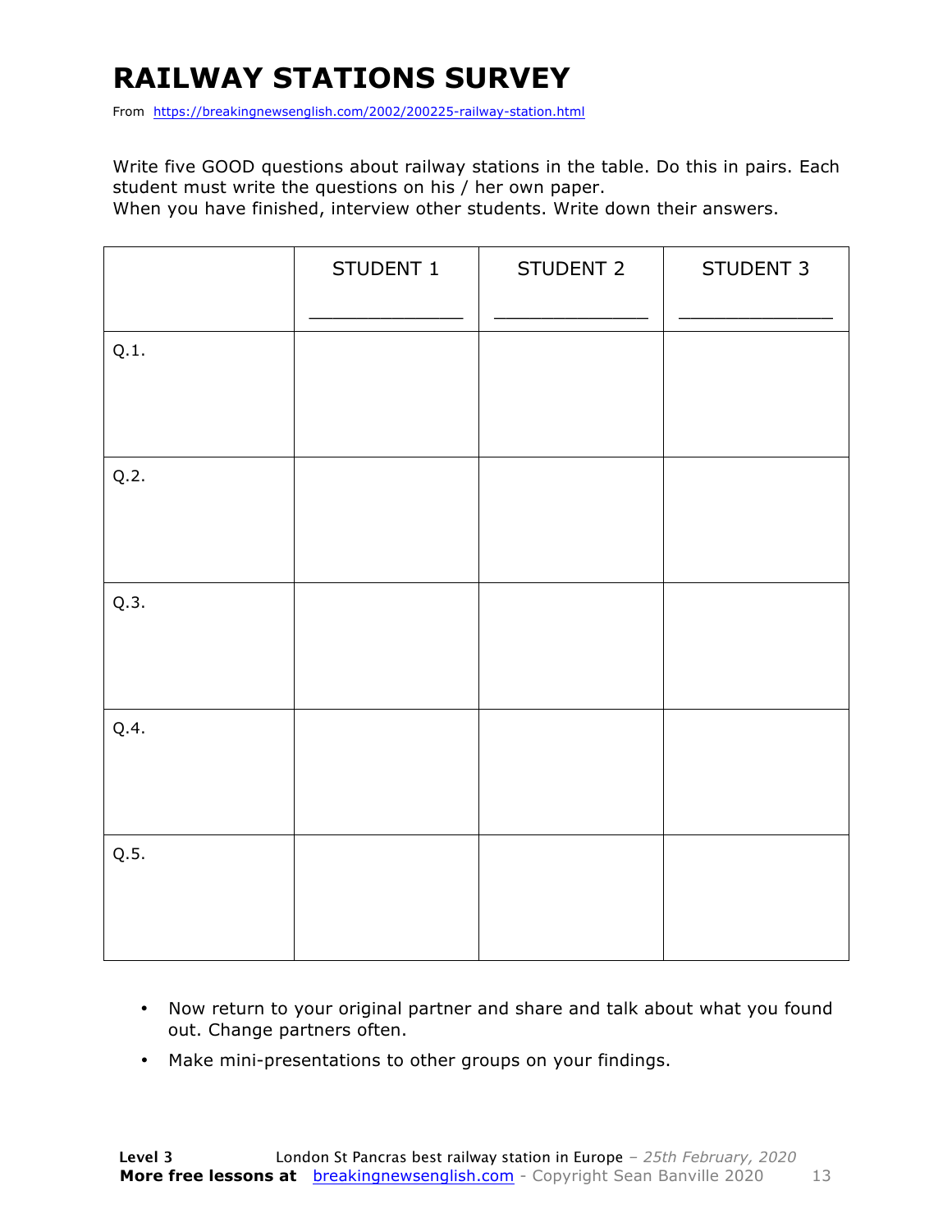# RAILWAY STATIONS SURVEY

From https://breakingnewsenglish.com/2002/200225-railway-station.html

Write five GOOD questions about railway stations in the table. Do this in pairs. Each student must write the questions on his / her own paper.
When you have finished, interview other students. Write down their answers.

| | STUDENT 1<br>_____________ | STUDENT 2<br>_____________ | STUDENT 3<br>_____________ |
|---|---|---|---|
| Q.1. | | | |
| Q.2. | | | |
| Q.3. | | | |
| Q.4. | | | |
| Q.5. | | | |

- Now return to your original partner and share and talk about what you found out. Change partners often.
- Make mini-presentations to other groups on your findings.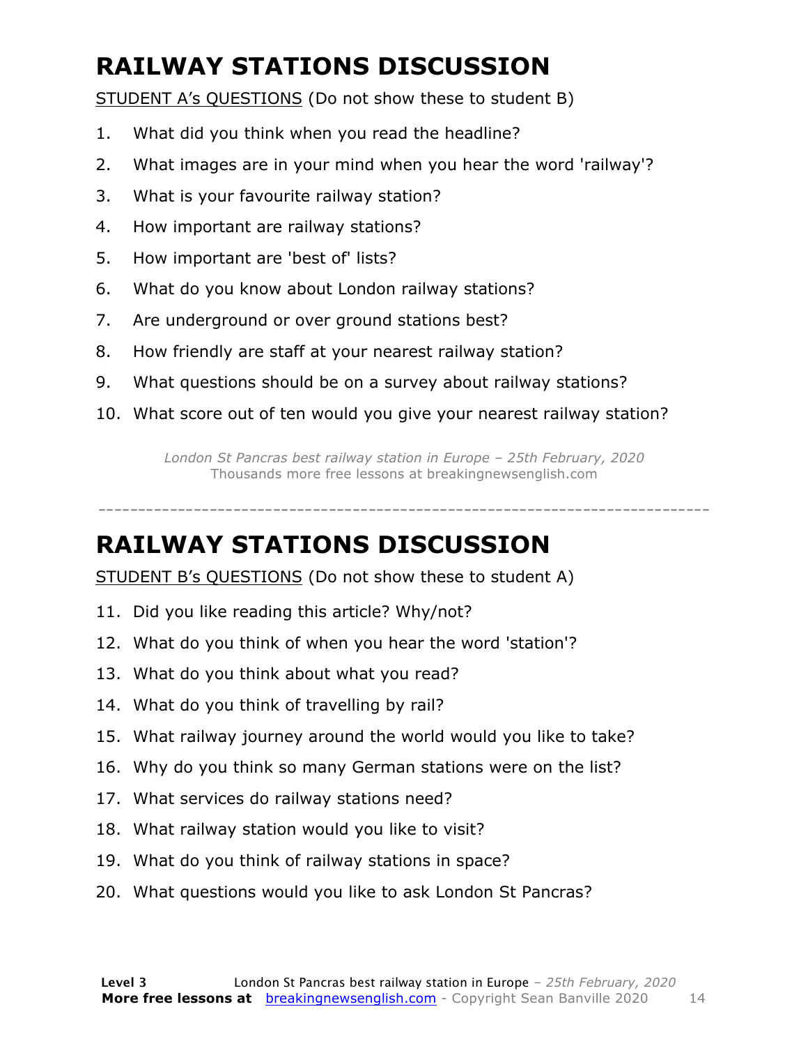# RAILWAY STATIONS DISCUSSION

<u>STUDENT A's QUESTIONS</u> (Do not show these to student B)

1. What did you think when you read the headline?
2. What images are in your mind when you hear the word 'railway'?
3. What is your favourite railway station?
4. How important are railway stations?
5. How important are 'best of' lists?
6. What do you know about London railway stations?
7. Are underground or over ground stations best?
8. How friendly are staff at your nearest railway station?
9. What questions should be on a survey about railway stations?
10. What score out of ten would you give your nearest railway station?

*London St Pancras best railway station in Europe – 25th February, 2020*
Thousands more free lessons at breakingnewsenglish.com

---

# RAILWAY STATIONS DISCUSSION

<u>STUDENT B's QUESTIONS</u> (Do not show these to student A)

11. Did you like reading this article? Why/not?
12. What do you think of when you hear the word 'station'?
13. What do you think about what you read?
14. What do you think of travelling by rail?
15. What railway journey around the world would you like to take?
16. Why do you think so many German stations were on the list?
17. What services do railway stations need?
18. What railway station would you like to visit?
19. What do you think of railway stations in space?
20. What questions would you like to ask London St Pancras?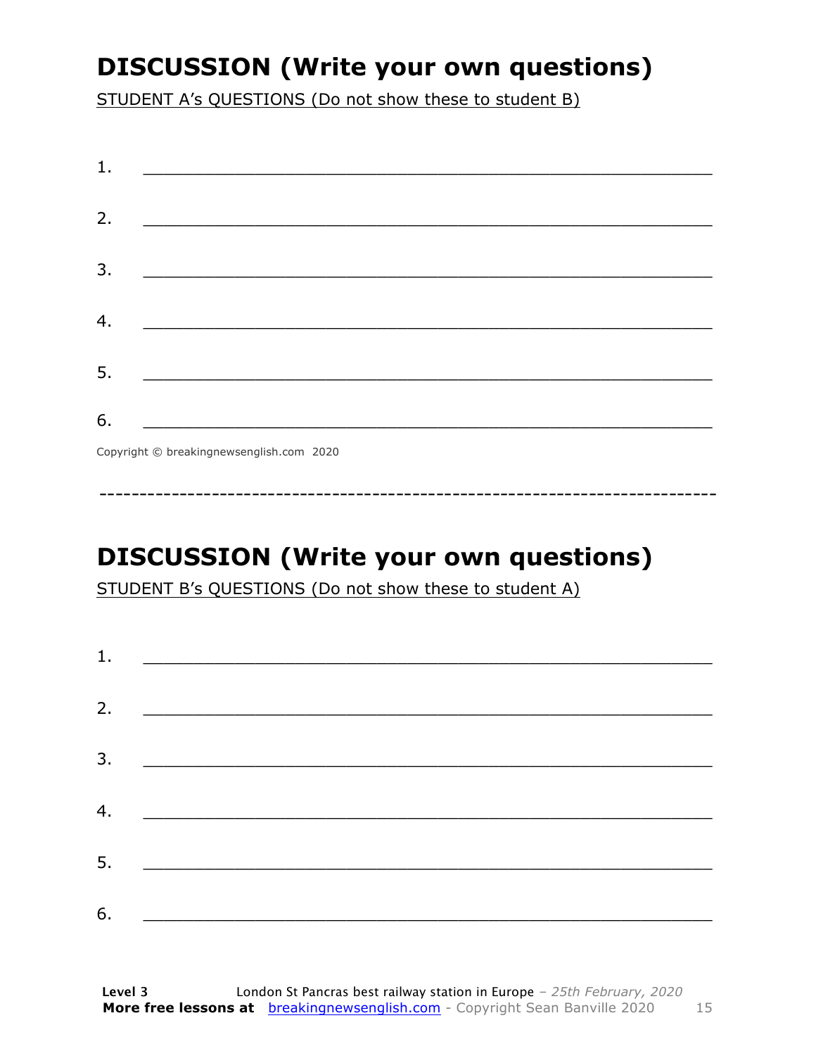## DISCUSSION (Write your own questions)

STUDENT A's QUESTIONS (Do not show these to student B)

1. ___________________________________________________________

2. ___________________________________________________________

3. ___________________________________________________________

4. ___________________________________________________________

5. ___________________________________________________________

6. ___________________________________________________________

Copyright © breakingnewsenglish.com 2020

---

## DISCUSSION (Write your own questions)

STUDENT B's QUESTIONS (Do not show these to student A)

1. ___________________________________________________________

2. ___________________________________________________________

3. ___________________________________________________________

4. ___________________________________________________________

5. ___________________________________________________________

6. ___________________________________________________________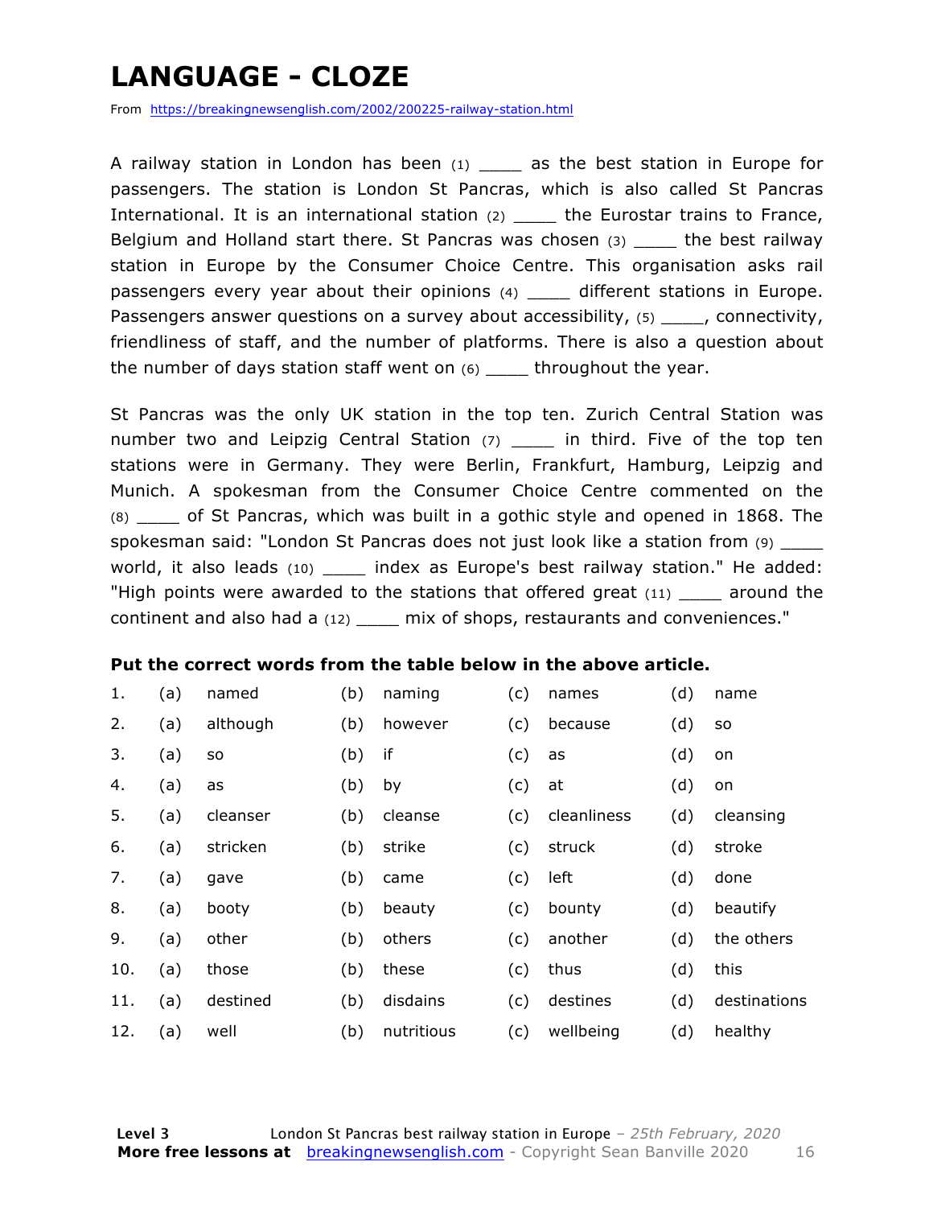# LANGUAGE - CLOZE

From https://breakingnewsenglish.com/2002/200225-railway-station.html

A railway station in London has been (1) ____ as the best station in Europe for passengers. The station is London St Pancras, which is also called St Pancras International. It is an international station (2) ____ the Eurostar trains to France, Belgium and Holland start there. St Pancras was chosen (3) ____ the best railway station in Europe by the Consumer Choice Centre. This organisation asks rail passengers every year about their opinions (4) ____ different stations in Europe. Passengers answer questions on a survey about accessibility, (5) ____, connectivity, friendliness of staff, and the number of platforms. There is also a question about the number of days station staff went on (6) ____ throughout the year.

St Pancras was the only UK station in the top ten. Zurich Central Station was number two and Leipzig Central Station (7) ____ in third. Five of the top ten stations were in Germany. They were Berlin, Frankfurt, Hamburg, Leipzig and Munich. A spokesman from the Consumer Choice Centre commented on the (8) ____ of St Pancras, which was built in a gothic style and opened in 1868. The spokesman said: "London St Pancras does not just look like a station from (9) ____ world, it also leads (10) ____ index as Europe's best railway station." He added: "High points were awarded to the stations that offered great (11) ____ around the continent and also had a (12) ____ mix of shops, restaurants and conveniences."

**Put the correct words from the table below in the above article.**

| | | | | | | | | |
|---|---|---|---|---|---|---|---|---|
| 1. | (a) | named | (b) | naming | (c) | names | (d) | name |
| 2. | (a) | although | (b) | however | (c) | because | (d) | so |
| 3. | (a) | so | (b) | if | (c) | as | (d) | on |
| 4. | (a) | as | (b) | by | (c) | at | (d) | on |
| 5. | (a) | cleanser | (b) | cleanse | (c) | cleanliness | (d) | cleansing |
| 6. | (a) | stricken | (b) | strike | (c) | struck | (d) | stroke |
| 7. | (a) | gave | (b) | came | (c) | left | (d) | done |
| 8. | (a) | booty | (b) | beauty | (c) | bounty | (d) | beautify |
| 9. | (a) | other | (b) | others | (c) | another | (d) | the others |
| 10. | (a) | those | (b) | these | (c) | thus | (d) | this |
| 11. | (a) | destined | (b) | disdains | (c) | destines | (d) | destinations |
| 12. | (a) | well | (b) | nutritious | (c) | wellbeing | (d) | healthy |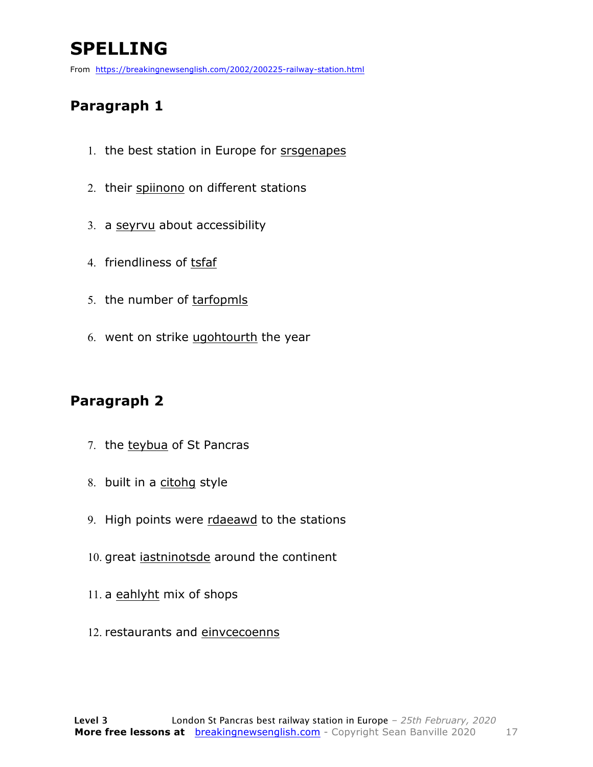# SPELLING

From https://breakingnewsenglish.com/2002/200225-railway-station.html

## Paragraph 1

1. the best station in Europe for srsgenapes
2. their spiinono on different stations
3. a seyrvu about accessibility
4. friendliness of tsfaf
5. the number of tarfopmls
6. went on strike ugohtourth the year

## Paragraph 2

7. the teybua of St Pancras
8. built in a citohg style
9. High points were rdaeawd to the stations
10. great iastninotsde around the continent
11. a eahlyht mix of shops
12. restaurants and einvcecoenns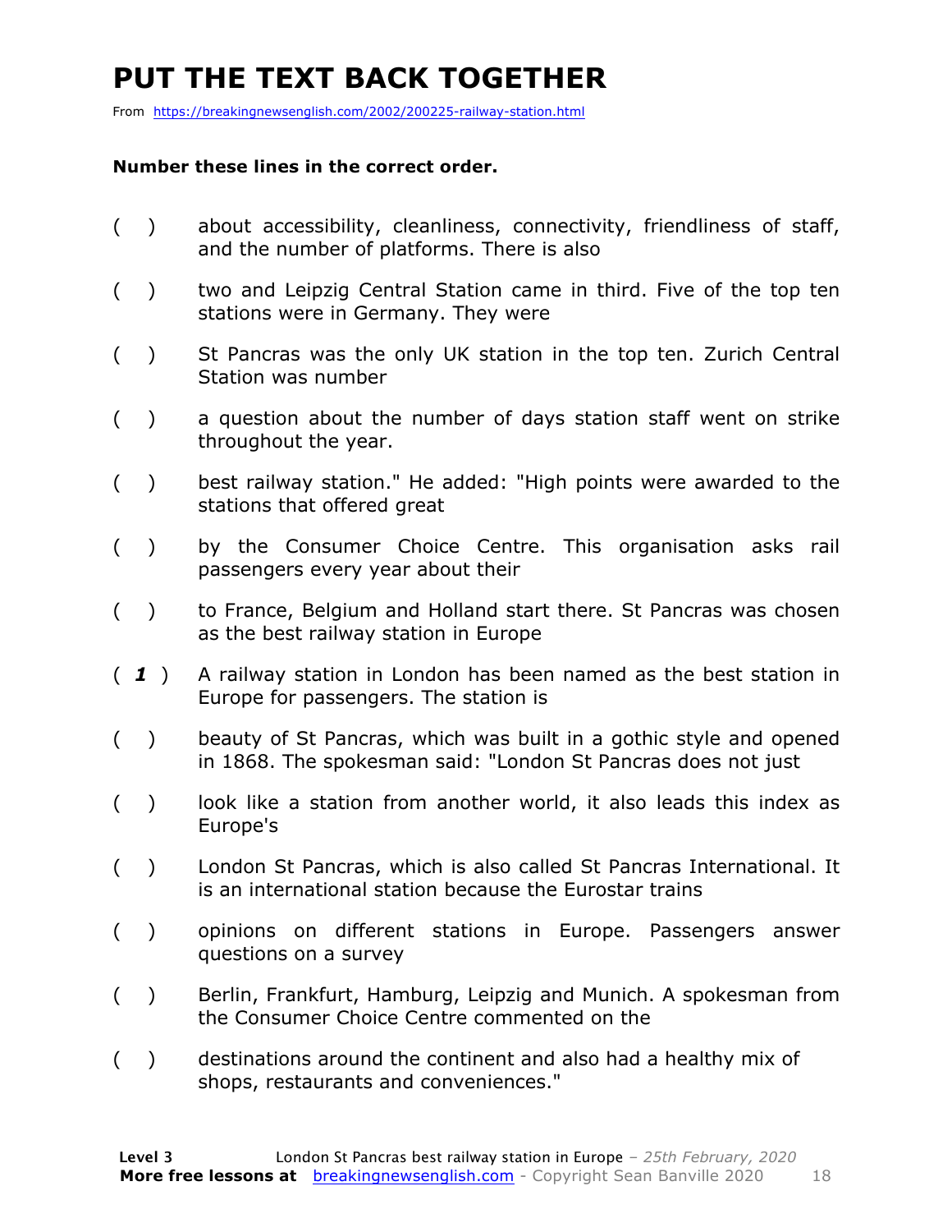# PUT THE TEXT BACK TOGETHER

From https://breakingnewsenglish.com/2002/200225-railway-station.html

**Number these lines in the correct order.**

( ) about accessibility, cleanliness, connectivity, friendliness of staff, and the number of platforms. There is also

( ) two and Leipzig Central Station came in third. Five of the top ten stations were in Germany. They were

( ) St Pancras was the only UK station in the top ten. Zurich Central Station was number

( ) a question about the number of days station staff went on strike throughout the year.

( ) best railway station." He added: "High points were awarded to the stations that offered great

( ) by the Consumer Choice Centre. This organisation asks rail passengers every year about their

( ) to France, Belgium and Holland start there. St Pancras was chosen as the best railway station in Europe

( ***1*** ) A railway station in London has been named as the best station in Europe for passengers. The station is

( ) beauty of St Pancras, which was built in a gothic style and opened in 1868. The spokesman said: "London St Pancras does not just

( ) look like a station from another world, it also leads this index as Europe's

( ) London St Pancras, which is also called St Pancras International. It is an international station because the Eurostar trains

( ) opinions on different stations in Europe. Passengers answer questions on a survey

( ) Berlin, Frankfurt, Hamburg, Leipzig and Munich. A spokesman from the Consumer Choice Centre commented on the

( ) destinations around the continent and also had a healthy mix of shops, restaurants and conveniences."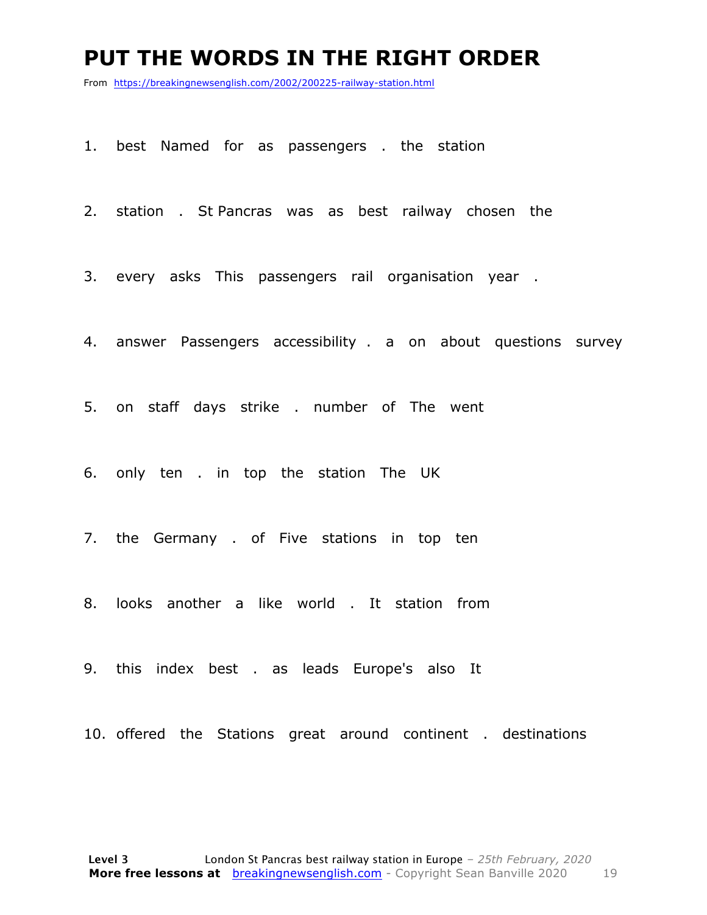# PUT THE WORDS IN THE RIGHT ORDER

From https://breakingnewsenglish.com/2002/200225-railway-station.html

1. best Named for as passengers . the station
2. station . St Pancras was as best railway chosen the
3. every asks This passengers rail organisation year .
4. answer Passengers accessibility . a on about questions survey
5. on staff days strike . number of The went
6. only ten . in top the station The UK
7. the Germany . of Five stations in top ten
8. looks another a like world . It station from
9. this index best . as leads Europe's also It
10. offered the Stations great around continent . destinations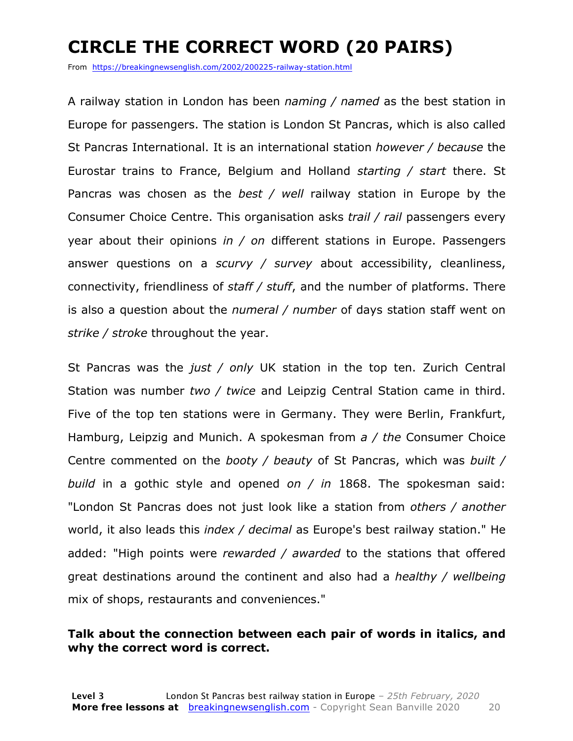# CIRCLE THE CORRECT WORD (20 PAIRS)

From https://breakingnewsenglish.com/2002/200225-railway-station.html

A railway station in London has been *naming / named* as the best station in Europe for passengers. The station is London St Pancras, which is also called St Pancras International. It is an international station *however / because* the Eurostar trains to France, Belgium and Holland *starting / start* there. St Pancras was chosen as the *best / well* railway station in Europe by the Consumer Choice Centre. This organisation asks *trail / rail* passengers every year about their opinions *in / on* different stations in Europe. Passengers answer questions on a *scurvy / survey* about accessibility, cleanliness, connectivity, friendliness of *staff / stuff*, and the number of platforms. There is also a question about the *numeral / number* of days station staff went on *strike / stroke* throughout the year.

St Pancras was the *just / only* UK station in the top ten. Zurich Central Station was number *two / twice* and Leipzig Central Station came in third. Five of the top ten stations were in Germany. They were Berlin, Frankfurt, Hamburg, Leipzig and Munich. A spokesman from *a / the* Consumer Choice Centre commented on the *booty / beauty* of St Pancras, which was *built / build* in a gothic style and opened *on / in* 1868. The spokesman said: "London St Pancras does not just look like a station from *others / another* world, it also leads this *index / decimal* as Europe's best railway station." He added: "High points were *rewarded / awarded* to the stations that offered great destinations around the continent and also had a *healthy / wellbeing* mix of shops, restaurants and conveniences."

**Talk about the connection between each pair of words in italics, and why the correct word is correct.**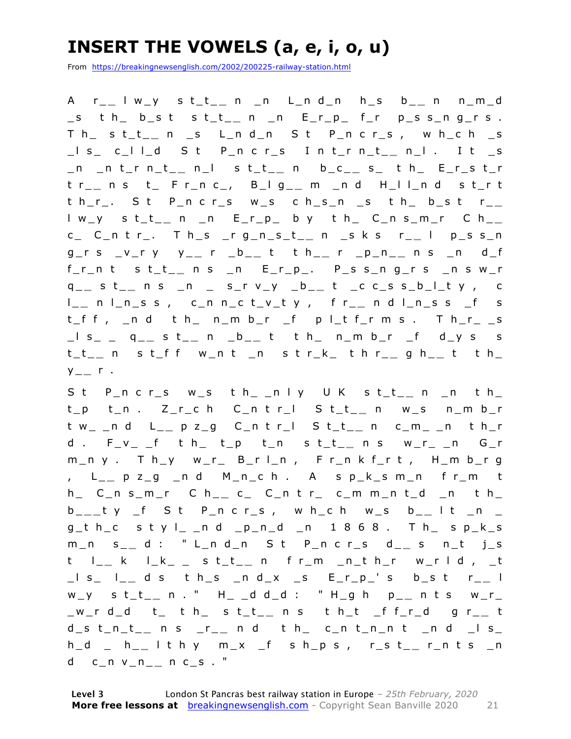# INSERT THE VOWELS (a, e, i, o, u)

From https://breakingnewsenglish.com/2002/200225-railway-station.html

A r_ _ l w_y s t_t_ _ n _n L_n d_n h_s b_ _ n n_m_d _s t h_ b_s t s t_t_ _ n _n E_r_p_ f_r p_s s_n g_r s . T h_ s t_t_ _ n _s L_n d_n S t P_n c r_s , w h_c h _s _l s_ c_l l_d S t P_n c r_s I n t_r n_t_ _ n_l . I t _s _n _n t_r n_t_ _ n_l s t_t_ _ n b_c_ _ s_ t h_ E_r_s t_r t r_ _ n s t_ F r_n c_, B_l g_ _ m _n d H_l l_n d s t_r t t h_r_. S t P_n c r_s w_s c h_s_n _s t h_ b_s t r_ _ l w_y s t_t_ _ n _n E_r_p_ b y t h_ C_n s_m_r C h_ _ c_ C_n t r_. T h_s _r g_n_s_t_ _ n _s k s r_ _ l p_s s_n g_r s _v_r y y_ _ r _b_ _ t t h_ _ r _p_n_ _ n s _n d_f f_r_n t s t_t_ _ n s _n E_r_p_. P_s s_n g_r s _n s w_r q_ _ s t_ _ n s _n _ s_r v_y _b_ _ t _c c_s s_b_l_t y , c l_ _ n l_n_s s , c_n n_c t_v_t y , f r_ _ n d l_n_s s _f s t_f f , _n d t h_ n_m b_r _f p l_t f_r m s . T h_r_ _s _l s_ _ q_ _ s t_ _ n _b_ _ t t h_ n_m b_r _f d_y s s t_t_ _ n s t_f f w_n t _n s t r_k_ t h r_ _ g h_ _ t t h_ y_ _ r .

S t P_n c r_s w_s t h_ _n l y U K s t_t_ _ n _n t h_ t_p t_n . Z_r_c h C_n t r_l S t_t_ _ n w_s n_m b_r t w_ _n d L_ _ p z_g C_n t r_l S t_t_ _ n c_m_ _n t h_r d . F_v_ _f t h_ t_p t_n s t_t_ _ n s w_r_ _n G_r m_n y . T h_y w_r_ B_r l_n , F r_n k f_r t , H_m b_r g , L_ _ p z_g _n d M_n_c h . A s p_k_s m_n f r_m t h_ C_n s_m_r C h_ _ c_ C_n t r_ c_m m_n t_d _n t h_ b_ _ _t y _f S t P_n c r_s , w h_c h w_s b_ _ l t _n _ g_t h_c s t y l_ _n d _p_n_d _n 1 8 6 8 . T h_ s p_k_s m_n s_ _ d : " L_n d_n S t P_n c r_s d_ _ s n_t j_s t l_ _ k l_k_ _ s t_t_ _ n f r_m _n_t h_r w_r l d , _t _l s_ l_ _ d s t h_s _n d_x _s E_r_p_' s b_s t r_ _ l w_y s t_t_ _ n . " H_ _d d_d : " H_g h p_ _ n t s w_r_ _w_r d_d t_ t h_ s t_t_ _ n s t h_t _f f_r_d g r_ _ t d_s t_n_t_ _ n s _r_ _ n d t h_ c_n t_n_n t _n d _l s_ h_d _ h_ _ l t h y m_x _f s h_p s , r_s t_ _ r_n t s _n d c_n v_n_ _ n c_s . "

**Level 3** London St Pancras best railway station in Europe – *25th February, 2020*
**More free lessons at** breakingnewsenglish.com - Copyright Sean Banville 2020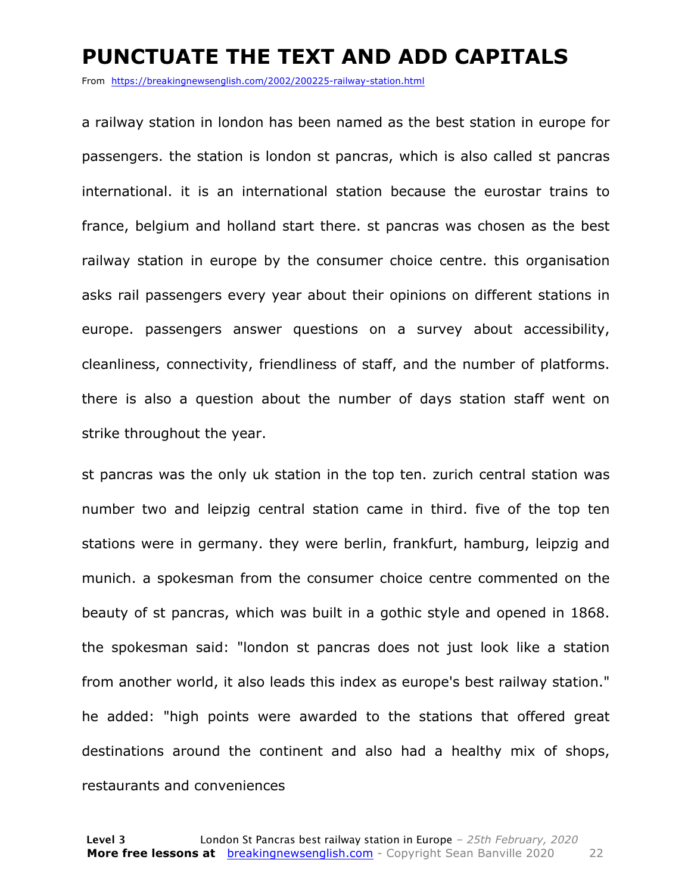# PUNCTUATE THE TEXT AND ADD CAPITALS

From https://breakingnewsenglish.com/2002/200225-railway-station.html

a railway station in london has been named as the best station in europe for passengers. the station is london st pancras, which is also called st pancras international. it is an international station because the eurostar trains to france, belgium and holland start there. st pancras was chosen as the best railway station in europe by the consumer choice centre. this organisation asks rail passengers every year about their opinions on different stations in europe. passengers answer questions on a survey about accessibility, cleanliness, connectivity, friendliness of staff, and the number of platforms. there is also a question about the number of days station staff went on strike throughout the year.

st pancras was the only uk station in the top ten. zurich central station was number two and leipzig central station came in third. five of the top ten stations were in germany. they were berlin, frankfurt, hamburg, leipzig and munich. a spokesman from the consumer choice centre commented on the beauty of st pancras, which was built in a gothic style and opened in 1868. the spokesman said: "london st pancras does not just look like a station from another world, it also leads this index as europe's best railway station." he added: "high points were awarded to the stations that offered great destinations around the continent and also had a healthy mix of shops, restaurants and conveniences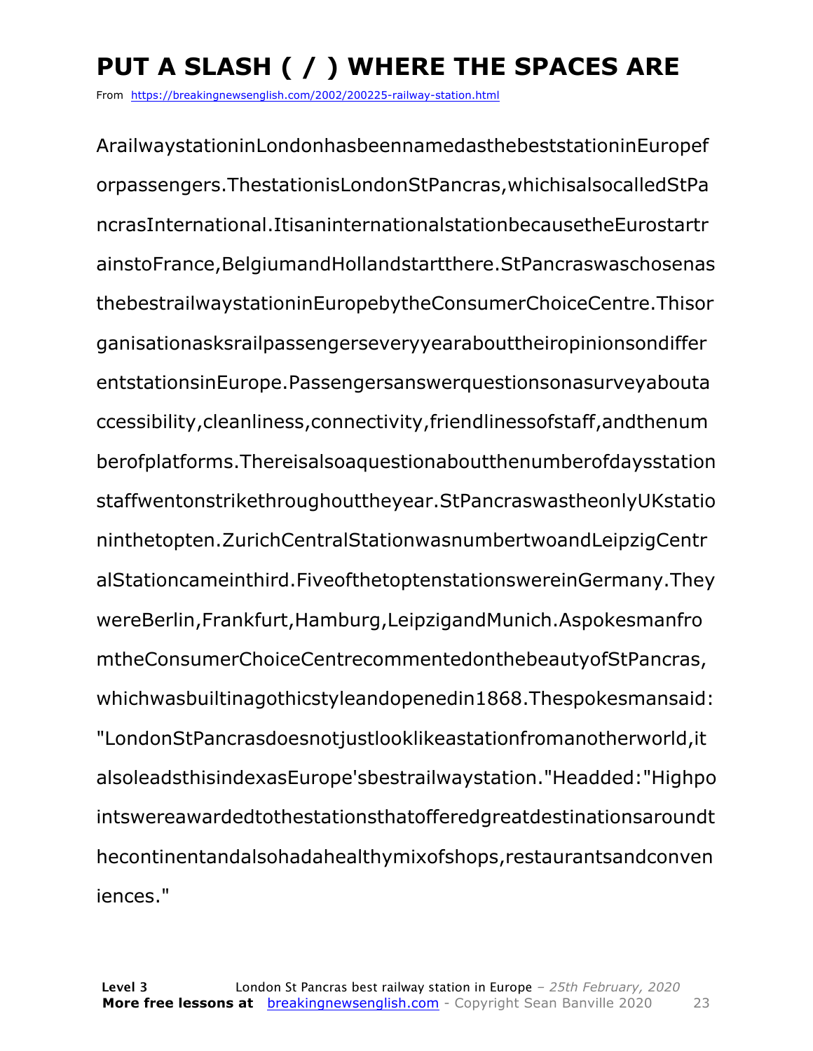# PUT A SLASH ( / ) WHERE THE SPACES ARE

From https://breakingnewsenglish.com/2002/200225-railway-station.html

ArailwaystationinLondonhasbeennamedasthebeststationinEuropef orpassengers.ThestationisLondonStPancras,whichisalsocalledStPa ncrasInternational.ItisaninternationalstationbecausetheEurostartr ainstoFrance,BelgiumandHollandstartthere.StPancraswaschosenas thebestrailwaystationinEuropebytheConsumerChoiceCentre.Thisor ganisationasksrailpassengerseveryyearabouttheiropinionsondiffer entstationsinEurope.Passengersanswerquestionsonasurveyabouta ccessibility,cleanliness,connectivity,friendlinessofstaff,andthenum berofplatforms.Thereisalsoaquestionaboutthenumberofdaysstation staffwentonstrikethroughouttheyear.StPancraswastheonlyUKstatio ninthetopten.ZurichCentralStationwasnumbertwoandLeipzigCentr alStationcameinthird.FiveofthetoptenstationswereinGermany.They wereBerlin,Frankfurt,Hamburg,LeipzigandMunich.Aspokesmanfro mtheConsumerChoiceCentrecommentedonthebeautyofStPancras, whichwasbuiltinagothicstyleandopenedin1868.Thespokesmansaid: "LondonStPancrasdoesnotjustlooklikeastationfromanotherworld,it alsoleadsthisindexasEurope'sbestrailwaystation."Headded:"Highpo intswereawardedtothestationsthatofferedgreatdestinationsaroundt hecontinentandalsohadahealthymixofshops,restaurantsandconven iences."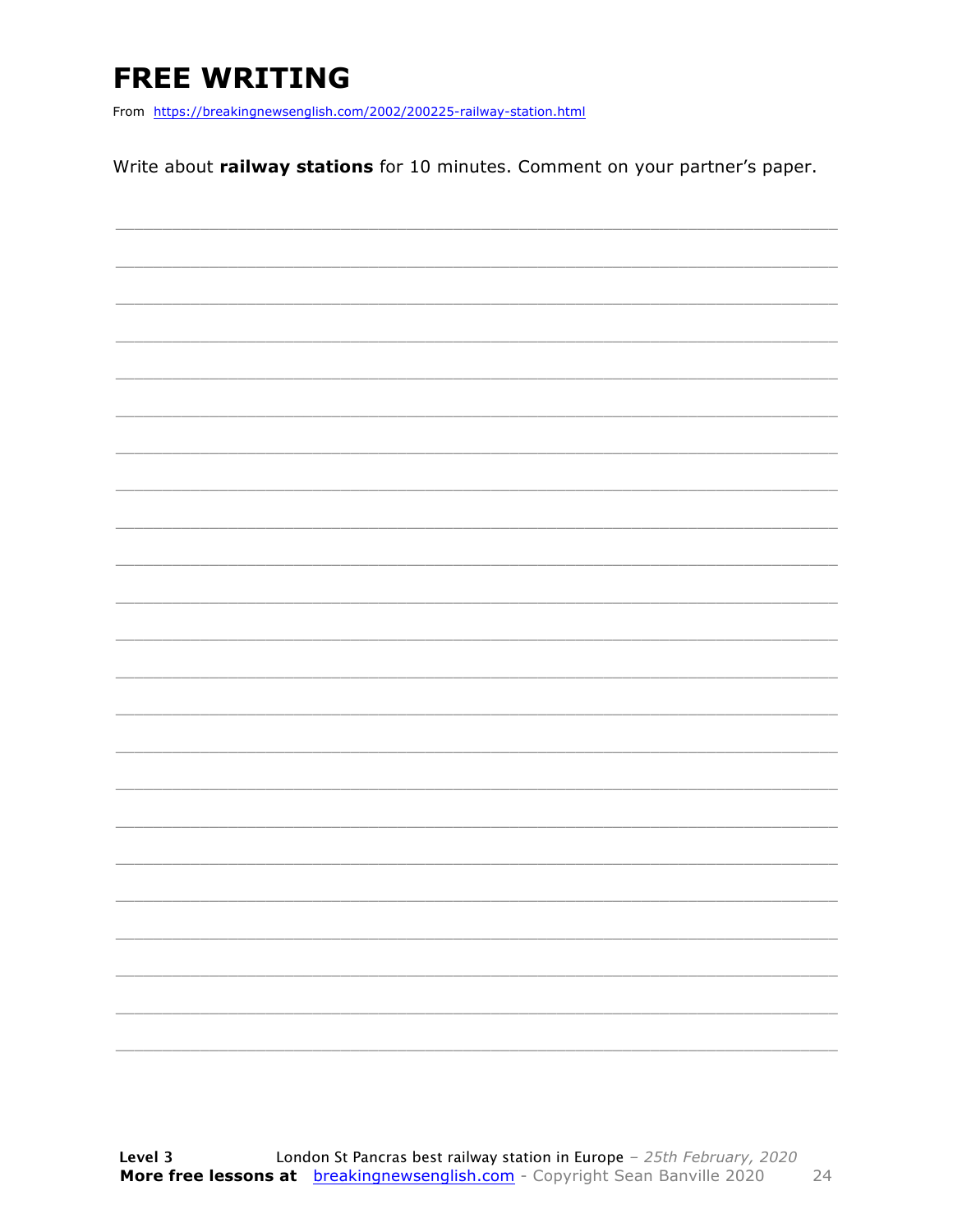# FREE WRITING

From https://breakingnewsenglish.com/2002/200225-railway-station.html

Write about **railway stations** for 10 minutes. Comment on your partner's paper.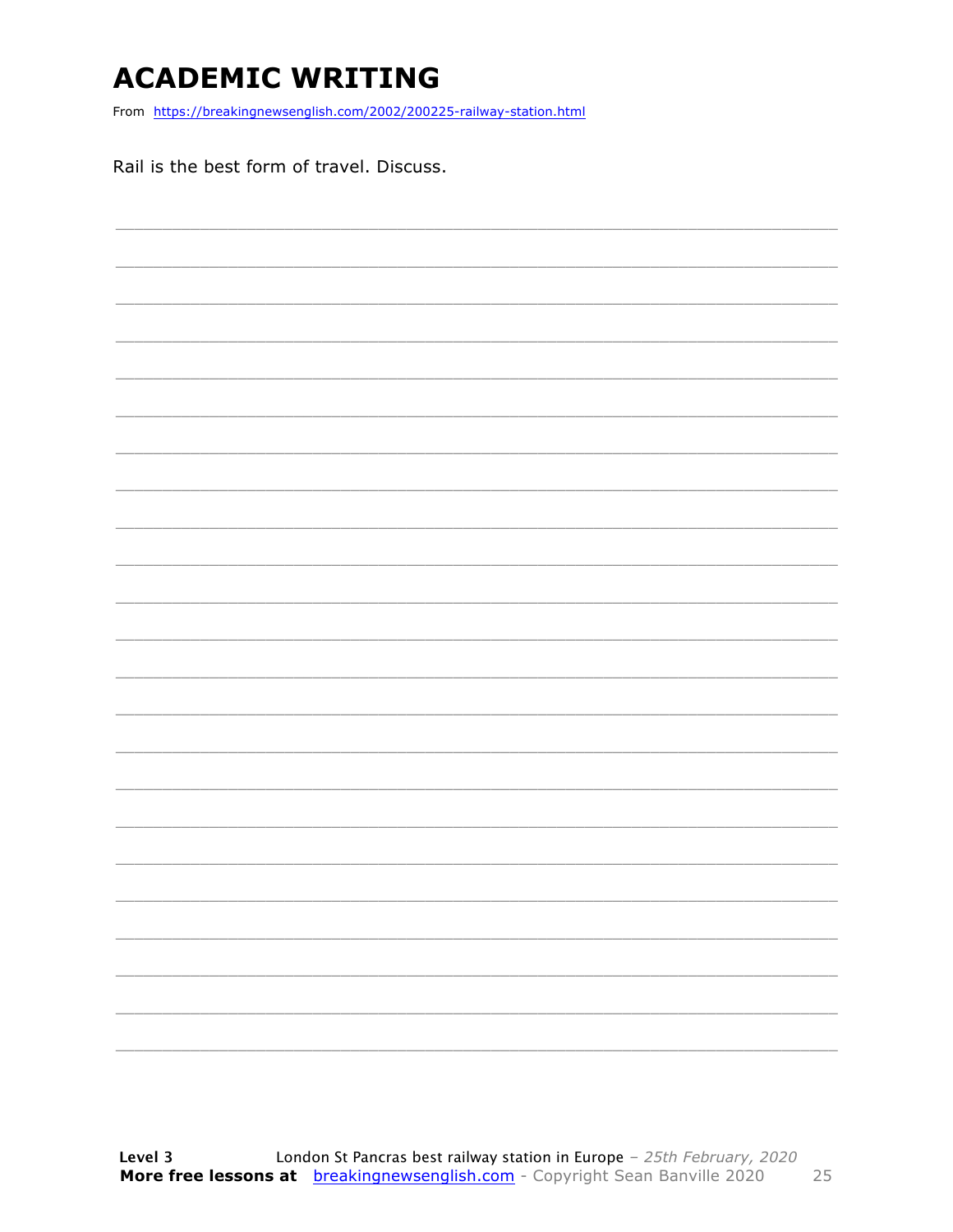# ACADEMIC WRITING

From https://breakingnewsenglish.com/2002/200225-railway-station.html

Rail is the best form of travel. Discuss.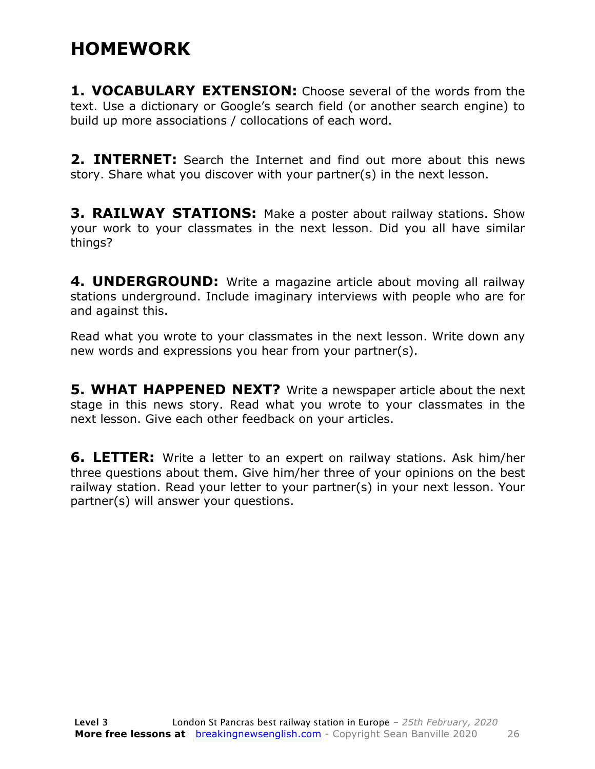# HOMEWORK

**1. VOCABULARY EXTENSION:** Choose several of the words from the text. Use a dictionary or Google's search field (or another search engine) to build up more associations / collocations of each word.

**2. INTERNET:** Search the Internet and find out more about this news story. Share what you discover with your partner(s) in the next lesson.

**3. RAILWAY STATIONS:** Make a poster about railway stations. Show your work to your classmates in the next lesson. Did you all have similar things?

**4. UNDERGROUND:** Write a magazine article about moving all railway stations underground. Include imaginary interviews with people who are for and against this.

Read what you wrote to your classmates in the next lesson. Write down any new words and expressions you hear from your partner(s).

**5. WHAT HAPPENED NEXT?** Write a newspaper article about the next stage in this news story. Read what you wrote to your classmates in the next lesson. Give each other feedback on your articles.

**6. LETTER:** Write a letter to an expert on railway stations. Ask him/her three questions about them. Give him/her three of your opinions on the best railway station. Read your letter to your partner(s) in your next lesson. Your partner(s) will answer your questions.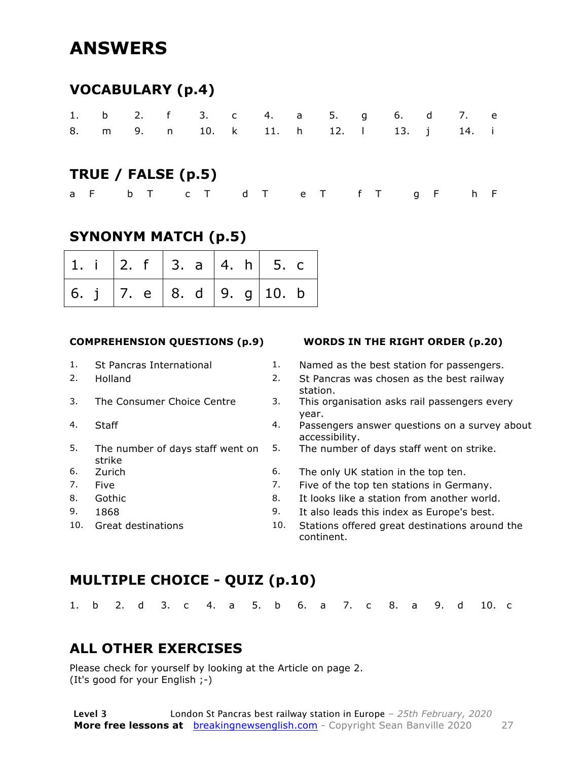# ANSWERS

## VOCABULARY (p.4)

| | | | | | | | | | | | | | |
|---|---|---|---|---|---|---|---|---|---|---|---|---|---|
| 1. | b | 2. | f | 3. | c | 4. | a | 5. | g | 6. | d | 7. | e |
| 8. | m | 9. | n | 10. | k | 11. | h | 12. | l | 13. | j | 14. | i |

## TRUE / FALSE (p.5)

a F  b T  c T  d T  e T  f T  g F  h F

## SYNONYM MATCH (p.5)

| | | | | |
|---|---|---|---|---|
| 1. i | 2. f | 3. a | 4. h | 5. c |
| 6. j | 7. e | 8. d | 9. g | 10. b |

### COMPREHENSION QUESTIONS (p.9)

1. St Pancras International
2. Holland
3. The Consumer Choice Centre
4. Staff
5. The number of days staff went on strike
6. Zurich
7. Five
8. Gothic
9. 1868
10. Great destinations

### WORDS IN THE RIGHT ORDER (p.20)

1. Named as the best station for passengers.
2. St Pancras was chosen as the best railway station.
3. This organisation asks rail passengers every year.
4. Passengers answer questions on a survey about accessibility.
5. The number of days staff went on strike.
6. The only UK station in the top ten.
7. Five of the top ten stations in Germany.
8. It looks like a station from another world.
9. It also leads this index as Europe's best.
10. Stations offered great destinations around the continent.

## MULTIPLE CHOICE - QUIZ (p.10)

1. b  2. d  3. c  4. a  5. b  6. a  7. c  8. a  9. d  10. c

## ALL OTHER EXERCISES

Please check for yourself by looking at the Article on page 2.
(It's good for your English ;-)